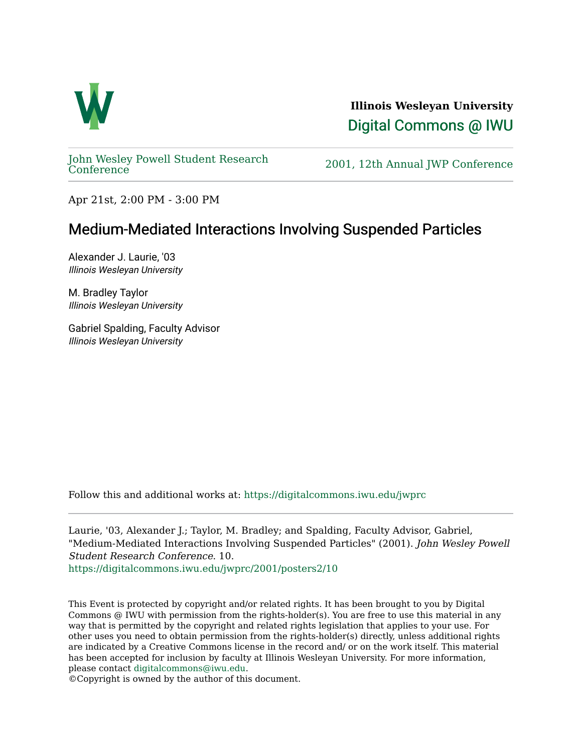Illinois Wesleyan University

Digital Commons @ IWU

John Wesley Powell Student Research Conference

2001, 12th Annual JWP Conference

Apr 21st, 2:00 PM - 3:00 PM

# Medium-Mediated Interactions Involving Suspended Particles

Alexander J. Laurie, '03
*Illinois Wesleyan University*

M. Bradley Taylor
*Illinois Wesleyan University*

Gabriel Spalding, Faculty Advisor
*Illinois Wesleyan University*

Follow this and additional works at: https://digitalcommons.iwu.edu/jwprc

Laurie, '03, Alexander J.; Taylor, M. Bradley; and Spalding, Faculty Advisor, Gabriel, "Medium-Mediated Interactions Involving Suspended Particles" (2001). *John Wesley Powell Student Research Conference*. 10.
https://digitalcommons.iwu.edu/jwprc/2001/posters2/10

This Event is protected by copyright and/or related rights. It has been brought to you by Digital Commons @ IWU with permission from the rights-holder(s). You are free to use this material in any way that is permitted by the copyright and related rights legislation that applies to your use. For other uses you need to obtain permission from the rights-holder(s) directly, unless additional rights are indicated by a Creative Commons license in the record and/ or on the work itself. This material has been accepted for inclusion by faculty at Illinois Wesleyan University. For more information, please contact digitalcommons@iwu.edu.
©Copyright is owned by the author of this document.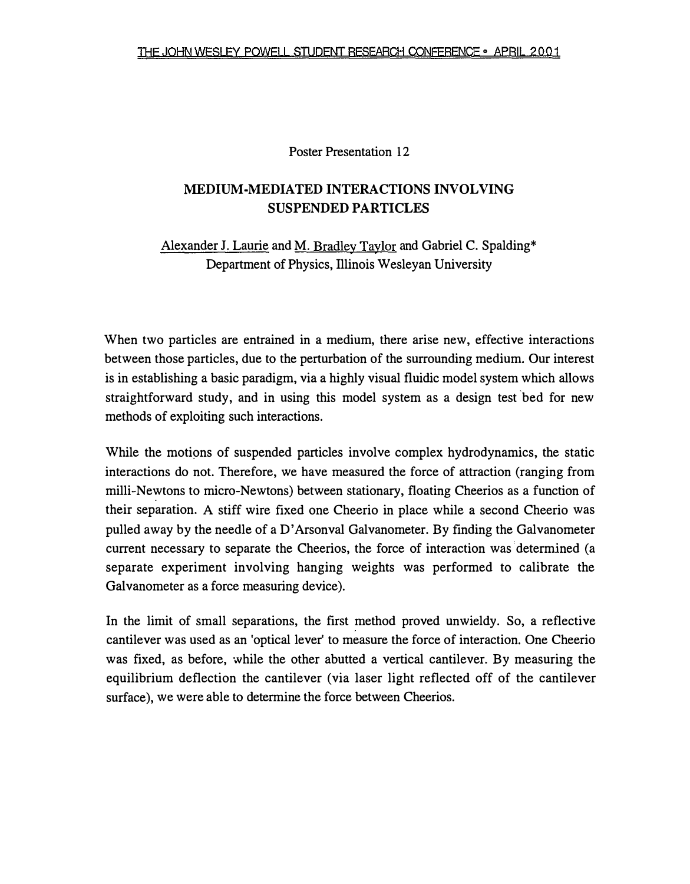Poster Presentation 12

## MEDIUM-MEDIATED INTERACTIONS INVOLVING SUSPENDED PARTICLES

Alexander J. Laurie and M. Bradley Taylor and Gabriel C. Spalding*
Department of Physics, Illinois Wesleyan University

When two particles are entrained in a medium, there arise new, effective interactions between those particles, due to the perturbation of the surrounding medium. Our interest is in establishing a basic paradigm, via a highly visual fluidic model system which allows straightforward study, and in using this model system as a design test bed for new methods of exploiting such interactions.

While the motions of suspended particles involve complex hydrodynamics, the static interactions do not. Therefore, we have measured the force of attraction (ranging from milli-Newtons to micro-Newtons) between stationary, floating Cheerios as a function of their separation. A stiff wire fixed one Cheerio in place while a second Cheerio was pulled away by the needle of a D'Arsonval Galvanometer. By finding the Galvanometer current necessary to separate the Cheerios, the force of interaction was determined (a separate experiment involving hanging weights was performed to calibrate the Galvanometer as a force measuring device).

In the limit of small separations, the first method proved unwieldy. So, a reflective cantilever was used as an 'optical lever' to measure the force of interaction. One Cheerio was fixed, as before, while the other abutted a vertical cantilever. By measuring the equilibrium deflection the cantilever (via laser light reflected off of the cantilever surface), we were able to determine the force between Cheerios.